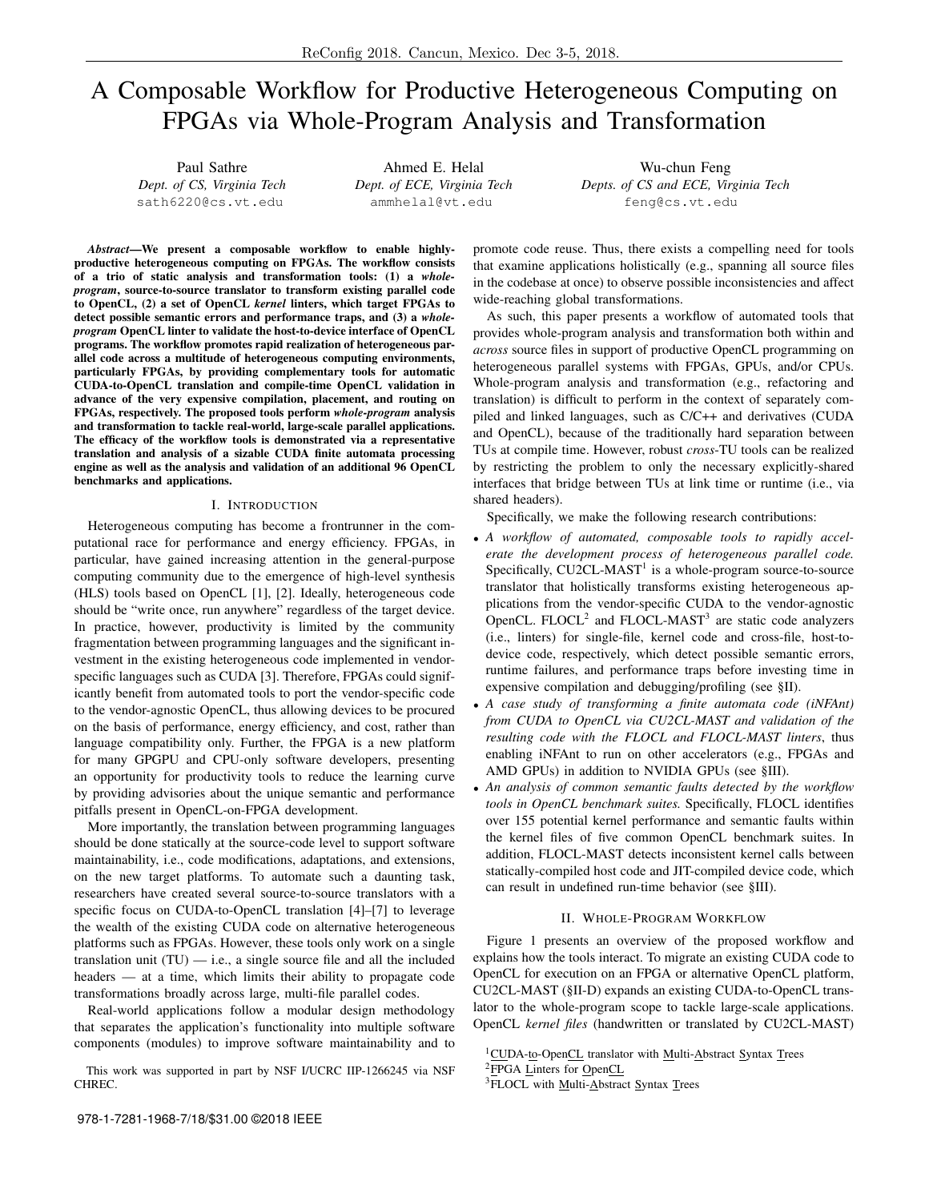# A Composable Workflow for Productive Heterogeneous Computing on FPGAs via Whole-Program Analysis and Transformation

Paul Sathre
*Dept. of CS, Virginia Tech*
sath6220@cs.vt.edu

Ahmed E. Helal
*Dept. of ECE, Virginia Tech*
ammhelal@vt.edu

Wu-chun Feng
*Depts. of CS and ECE, Virginia Tech*
feng@cs.vt.edu

***Abstract*—We present a composable workflow to enable highly-productive heterogeneous computing on FPGAs. The workflow consists of a trio of static analysis and transformation tools: (1) a *whole-program*, source-to-source translator to transform existing parallel code to OpenCL, (2) a set of OpenCL *kernel* linters, which target FPGAs to detect possible semantic errors and performance traps, and (3) a *whole-program* OpenCL linter to validate the host-to-device interface of OpenCL programs. The workflow promotes rapid realization of heterogeneous parallel code across a multitude of heterogeneous computing environments, particularly FPGAs, by providing complementary tools for automatic CUDA-to-OpenCL translation and compile-time OpenCL validation in advance of the very expensive compilation, placement, and routing on FPGAs, respectively. The proposed tools perform *whole-program* analysis and transformation to tackle real-world, large-scale parallel applications. The efficacy of the workflow tools is demonstrated via a representative translation and analysis of a sizable CUDA finite automata processing engine as well as the analysis and validation of an additional 96 OpenCL benchmarks and applications.**

## I. Introduction

Heterogeneous computing has become a frontrunner in the computational race for performance and energy efficiency. FPGAs, in particular, have gained increasing attention in the general-purpose computing community due to the emergence of high-level synthesis (HLS) tools based on OpenCL [1], [2]. Ideally, heterogeneous code should be "write once, run anywhere" regardless of the target device. In practice, however, productivity is limited by the community fragmentation between programming languages and the significant investment in the existing heterogeneous code implemented in vendor-specific languages such as CUDA [3]. Therefore, FPGAs could significantly benefit from automated tools to port the vendor-specific code to the vendor-agnostic OpenCL, thus allowing devices to be procured on the basis of performance, energy efficiency, and cost, rather than language compatibility only. Further, the FPGA is a new platform for many GPGPU and CPU-only software developers, presenting an opportunity for productivity tools to reduce the learning curve by providing advisories about the unique semantic and performance pitfalls present in OpenCL-on-FPGA development.

More importantly, the translation between programming languages should be done statically at the source-code level to support software maintainability, i.e., code modifications, adaptations, and extensions, on the new target platforms. To automate such a daunting task, researchers have created several source-to-source translators with a specific focus on CUDA-to-OpenCL translation [4]–[7] to leverage the wealth of the existing CUDA code on alternative heterogeneous platforms such as FPGAs. However, these tools only work on a single translation unit (TU) — i.e., a single source file and all the included headers — at a time, which limits their ability to propagate code transformations broadly across large, multi-file parallel codes.

Real-world applications follow a modular design methodology that separates the application's functionality into multiple software components (modules) to improve software maintainability and to promote code reuse. Thus, there exists a compelling need for tools that examine applications holistically (e.g., spanning all source files in the codebase at once) to observe possible inconsistencies and affect wide-reaching global transformations.

As such, this paper presents a workflow of automated tools that provides whole-program analysis and transformation both within and *across* source files in support of productive OpenCL programming on heterogeneous parallel systems with FPGAs, GPUs, and/or CPUs. Whole-program analysis and transformation (e.g., refactoring and translation) is difficult to perform in the context of separately compiled and linked languages, such as C/C++ and derivatives (CUDA and OpenCL), because of the traditionally hard separation between TUs at compile time. However, robust *cross*-TU tools can be realized by restricting the problem to only the necessary explicitly-shared interfaces that bridge between TUs at link time or runtime (i.e., via shared headers).

Specifically, we make the following research contributions:

- *A workflow of automated, composable tools to rapidly accelerate the development process of heterogeneous parallel code.* Specifically, CU2CL-MAST[1] is a whole-program source-to-source translator that holistically transforms existing heterogeneous applications from the vendor-specific CUDA to the vendor-agnostic OpenCL. FLOCL[2] and FLOCL-MAST[3] are static code analyzers (i.e., linters) for single-file, kernel code and cross-file, host-to-device code, respectively, which detect possible semantic errors, runtime failures, and performance traps before investing time in expensive compilation and debugging/profiling (see §II).
- *A case study of transforming a finite automata code (iNFAnt) from CUDA to OpenCL via CU2CL-MAST and validation of the resulting code with the FLOCL and FLOCL-MAST linters*, thus enabling iNFAnt to run on other accelerators (e.g., FPGAs and AMD GPUs) in addition to NVIDIA GPUs (see §III).
- *An analysis of common semantic faults detected by the workflow tools in OpenCL benchmark suites.* Specifically, FLOCL identifies over 155 potential kernel performance and semantic faults within the kernel files of five common OpenCL benchmark suites. In addition, FLOCL-MAST detects inconsistent kernel calls between statically-compiled host code and JIT-compiled device code, which can result in undefined run-time behavior (see §III).

## II. Whole-Program Workflow

Figure 1 presents an overview of the proposed workflow and explains how the tools interact. To migrate an existing CUDA code to OpenCL for execution on an FPGA or alternative OpenCL platform, CU2CL-MAST (§II-D) expands an existing CUDA-to-OpenCL translator to the whole-program scope to tackle large-scale applications. OpenCL *kernel files* (handwritten or translated by CU2CL-MAST)

[1] CUDA-to-OpenCL translator with Multi-Abstract Syntax Trees
[2] FPGA Linters for OpenCL
[3] FLOCL with Multi-Abstract Syntax Trees

This work was supported in part by NSF I/UCRC IIP-1266245 via NSF CHREC.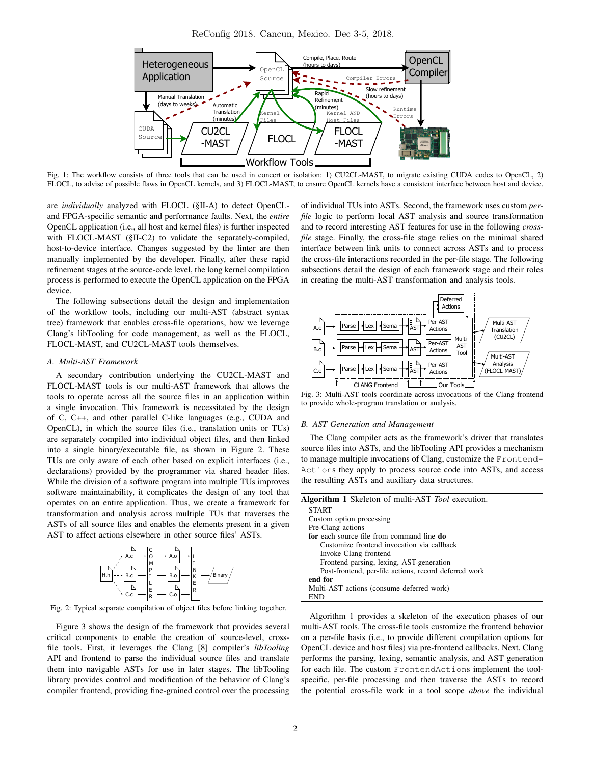Fig. 1: The workflow consists of three tools that can be used in concert or isolation: 1) CU2CL-MAST, to migrate existing CUDA codes to OpenCL, 2) FLOCL, to advise of possible flaws in OpenCL kernels, and 3) FLOCL-MAST, to ensure OpenCL kernels have a consistent interface between host and device.

are *individually* analyzed with FLOCL (§II-A) to detect OpenCL- and FPGA-specific semantic and performance faults. Next, the *entire* OpenCL application (i.e., all host and kernel files) is further inspected with FLOCL-MAST (§II-C2) to validate the separately-compiled, host-to-device interface. Changes suggested by the linter are then manually implemented by the developer. Finally, after these rapid refinement stages at the source-code level, the long kernel compilation process is performed to execute the OpenCL application on the FPGA device.

The following subsections detail the design and implementation of the workflow tools, including our multi-AST (abstract syntax tree) framework that enables cross-file operations, how we leverage Clang's libTooling for code management, as well as the FLOCL, FLOCL-MAST, and CU2CL-MAST tools themselves.

### A. Multi-AST Framework

A secondary contribution underlying the CU2CL-MAST and FLOCL-MAST tools is our multi-AST framework that allows the tools to operate across all the source files in an application within a single invocation. This framework is necessitated by the design of C, C++, and other parallel C-like languages (e.g., CUDA and OpenCL), in which the source files (i.e., translation units or TUs) are separately compiled into individual object files, and then linked into a single binary/executable file, as shown in Figure 2. These TUs are only aware of each other based on explicit interfaces (e.g., declarations) provided by the programmer via shared header files. While the division of a software program into multiple TUs improves software maintainability, it complicates the design of any tool that operates on an entire application. Thus, we create a framework for transformation and analysis across multiple TUs that traverses the ASTs of all source files and enables the elements present in a given AST to affect actions elsewhere in other source files' ASTs.

Fig. 2: Typical separate compilation of object files before linking together.

Figure 3 shows the design of the framework that provides several critical components to enable the creation of source-level, cross-file tools. First, it leverages the Clang [8] compiler's *libTooling* API and frontend to parse the individual source files and translate them into navigable ASTs for use in later stages. The libTooling library provides control and modification of the behavior of Clang's compiler frontend, providing fine-grained control over the processing of individual TUs into ASTs. Second, the framework uses custom *per-file* logic to perform local AST analysis and source transformation and to record interesting AST features for use in the following *cross-file* stage. Finally, the cross-file stage relies on the minimal shared interface between link units to connect across ASTs and to process the cross-file interactions recorded in the per-file stage. The following subsections detail the design of each framework stage and their roles in creating the multi-AST transformation and analysis tools.

Fig. 3: Multi-AST tools coordinate across invocations of the Clang frontend to provide whole-program translation or analysis.

### B. AST Generation and Management

The Clang compiler acts as the framework's driver that translates source files into ASTs, and the libTooling API provides a mechanism to manage multiple invocations of Clang, customize the `FrontendActions` they apply to process source code into ASTs, and access the resulting ASTs and auxiliary data structures.

**Algorithm 1** Skeleton of multi-AST *Tool* execution.

```
START
Custom option processing
Pre-Clang actions
for each source file from command line do
    Customize frontend invocation via callback
    Invoke Clang frontend
    Frontend parsing, lexing, AST-generation
    Post-frontend, per-file actions, record deferred work
end for
Multi-AST actions (consume deferred work)
END
```

Algorithm 1 provides a skeleton of the execution phases of our multi-AST tools. The cross-file tools customize the frontend behavior on a per-file basis (i.e., to provide different compilation options for OpenCL device and host files) via pre-frontend callbacks. Next, Clang performs the parsing, lexing, semantic analysis, and AST generation for each file. The custom `FrontendActions` implement the tool-specific, per-file processing and then traverse the ASTs to record the potential cross-file work in a tool scope *above* the individual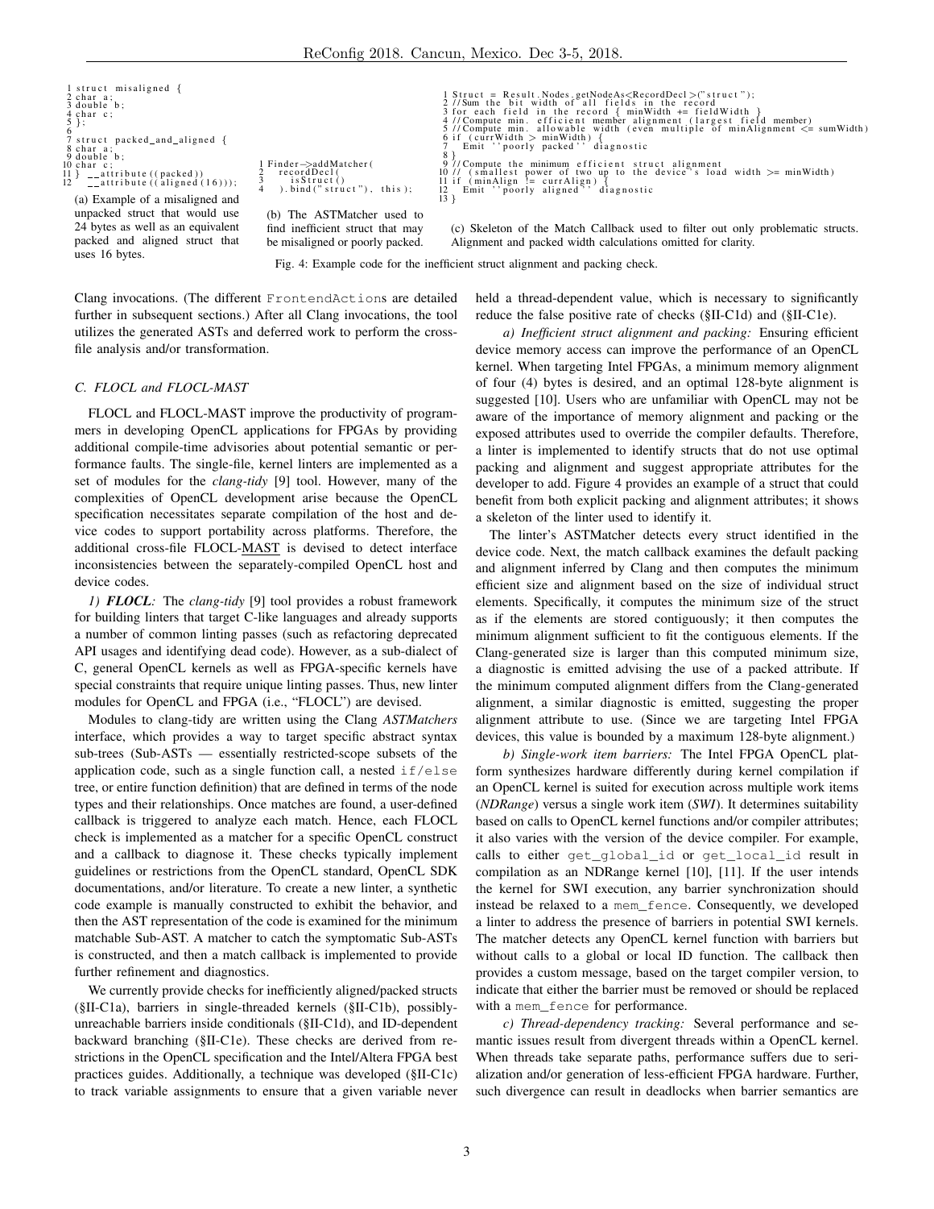```
1 struct misaligned {
2 char a;
3 double b;
4 char c;
5 };
6
7 struct packed_and_aligned {
8 char a;
9 double b;
10 char c;
11 } __attribute((packed))
12   __attribute((aligned(16)));
```

(a) Example of a misaligned and unpacked struct that would use 24 bytes as well as an equivalent packed and aligned struct that uses 16 bytes.

```
1 Finder->addMatcher(
2   recordDecl(
3     isStruct()
4   ).bind("struct"), this);
```

(b) The ASTMatcher used to find inefficient struct that may be misaligned or poorly packed.

```
1 Struct = Result.Nodes.getNodeAs<RecordDecl>("struct");
2 //Sum the bit width of all fields in the record
3 for each field in the record { minWidth += fieldWidth }
4 //Compute min. efficient member alignment (largest field member)
5 //Compute min. allowable width (even multiple of minAlignment <= sumWidth)
6 if (currWidth > minWidth) {
7   Emit ''poorly packed'' diagnostic
8 }
9 //Compute the minimum efficient struct alignment
10 // (smallest power of two up to the device's load width >= minWidth)
11 if (minAlign != currAlign) {
12   Emit ''poorly aligned'' diagnostic
13 }
```

(c) Skeleton of the Match Callback used to filter out only problematic structs. Alignment and packed width calculations omitted for clarity.

Fig. 4: Example code for the inefficient struct alignment and packing check.

Clang invocations. (The different `FrontendAction`s are detailed further in subsequent sections.) After all Clang invocations, the tool utilizes the generated ASTs and deferred work to perform the cross-file analysis and/or transformation.

### C. FLOCL and FLOCL-MAST

FLOCL and FLOCL-MAST improve the productivity of programmers in developing OpenCL applications for FPGAs by providing additional compile-time advisories about potential semantic or performance faults. The single-file, kernel linters are implemented as a set of modules for the *clang-tidy* [9] tool. However, many of the complexities of OpenCL development arise because the OpenCL specification necessitates separate compilation of the host and device codes to support portability across platforms. Therefore, the additional cross-file FLOCL-MAST is devised to detect interface inconsistencies between the separately-compiled OpenCL host and device codes.

*1) **FLOCL**:* The *clang-tidy* [9] tool provides a robust framework for building linters that target C-like languages and already supports a number of common linting passes (such as refactoring deprecated API usages and identifying dead code). However, as a sub-dialect of C, general OpenCL kernels as well as FPGA-specific kernels have special constraints that require unique linting passes. Thus, new linter modules for OpenCL and FPGA (i.e., "FLOCL") are devised.

Modules to clang-tidy are written using the Clang *ASTMatchers* interface, which provides a way to target specific abstract syntax sub-trees (Sub-ASTs — essentially restricted-scope subsets of the application code, such as a single function call, a nested `if/else` tree, or entire function definition) that are defined in terms of the node types and their relationships. Once matches are found, a user-defined callback is triggered to analyze each match. Hence, each FLOCL check is implemented as a matcher for a specific OpenCL construct and a callback to diagnose it. These checks typically implement guidelines or restrictions from the OpenCL standard, OpenCL SDK documentations, and/or literature. To create a new linter, a synthetic code example is manually constructed to exhibit the behavior, and then the AST representation of the code is examined for the minimum matchable Sub-AST. A matcher to catch the symptomatic Sub-ASTs is constructed, and then a match callback is implemented to provide further refinement and diagnostics.

We currently provide checks for inefficiently aligned/packed structs (§II-C1a), barriers in single-threaded kernels (§II-C1b), possibly-unreachable barriers inside conditionals (§II-C1d), and ID-dependent backward branching (§II-C1e). These checks are derived from restrictions in the OpenCL specification and the Intel/Altera FPGA best practices guides. Additionally, a technique was developed (§II-C1c) to track variable assignments to ensure that a given variable never held a thread-dependent value, which is necessary to significantly reduce the false positive rate of checks (§II-C1d) and (§II-C1e).

*a) Inefficient struct alignment and packing:* Ensuring efficient device memory access can improve the performance of an OpenCL kernel. When targeting Intel FPGAs, a minimum memory alignment of four (4) bytes is desired, and an optimal 128-byte alignment is suggested [10]. Users who are unfamiliar with OpenCL may not be aware of the importance of memory alignment and packing or the exposed attributes used to override the compiler defaults. Therefore, a linter is implemented to identify structs that do not use optimal packing and alignment and suggest appropriate attributes for the developer to add. Figure 4 provides an example of a struct that could benefit from both explicit packing and alignment attributes; it shows a skeleton of the linter used to identify it.

The linter's ASTMatcher detects every struct identified in the device code. Next, the match callback examines the default packing and alignment inferred by Clang and then computes the minimum efficient size and alignment based on the size of individual struct elements. Specifically, it computes the minimum size of the struct as if the elements are stored contiguously; it then computes the minimum alignment sufficient to fit the contiguous elements. If the Clang-generated size is larger than this computed minimum size, a diagnostic is emitted advising the use of a packed attribute. If the minimum computed alignment differs from the Clang-generated alignment, a similar diagnostic is emitted, suggesting the proper alignment attribute to use. (Since we are targeting Intel FPGA devices, this value is bounded by a maximum 128-byte alignment.)

*b) Single-work item barriers:* The Intel FPGA OpenCL platform synthesizes hardware differently during kernel compilation if an OpenCL kernel is suited for execution across multiple work items (*NDRange*) versus a single work item (*SWI*). It determines suitability based on calls to OpenCL kernel functions and/or compiler attributes; it also varies with the version of the device compiler. For example, calls to either `get_global_id` or `get_local_id` result in compilation as an NDRange kernel [10], [11]. If the user intends the kernel for SWI execution, any barrier synchronization should instead be relaxed to a `mem_fence`. Consequently, we developed a linter to address the presence of barriers in potential SWI kernels. The matcher detects any OpenCL kernel function with barriers but without calls to a global or local ID function. The callback then provides a custom message, based on the target compiler version, to indicate that either the barrier must be removed or should be replaced with a `mem_fence` for performance.

*c) Thread-dependency tracking:* Several performance and semantic issues result from divergent threads within a OpenCL kernel. When threads take separate paths, performance suffers due to serialization and/or generation of less-efficient FPGA hardware. Further, such divergence can result in deadlocks when barrier semantics are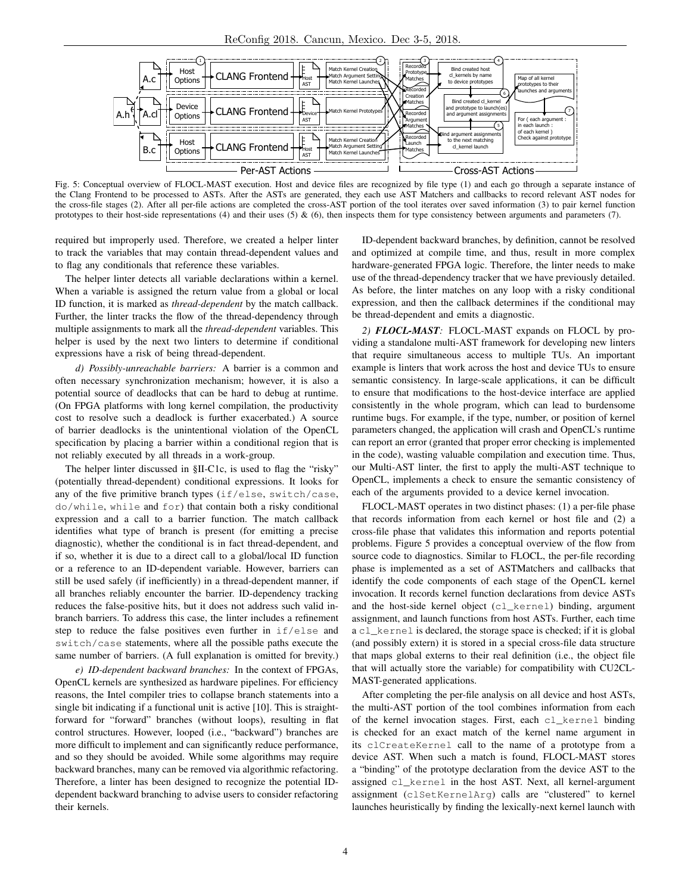Fig. 5: Conceptual overview of FLOCL-MAST execution. Host and device files are recognized by file type (1) and each go through a separate instance of the Clang Frontend to be processed to ASTs. After the ASTs are generated, they each use AST Matchers and callbacks to record relevant AST nodes for the cross-file stages (2). After all per-file actions are completed the cross-AST portion of the tool iterates over saved information (3) to pair kernel function prototypes to their host-side representations (4) and their uses (5) & (6), then inspects them for type consistency between arguments and parameters (7).

required but improperly used. Therefore, we created a helper linter to track the variables that may contain thread-dependent values and to flag any conditionals that reference these variables.

The helper linter detects all variable declarations within a kernel. When a variable is assigned the return value from a global or local ID function, it is marked as *thread-dependent* by the match callback. Further, the linter tracks the flow of the thread-dependency through multiple assignments to mark all the *thread-dependent* variables. This helper is used by the next two linters to determine if conditional expressions have a risk of being thread-dependent.

*d) Possibly-unreachable barriers:* A barrier is a common and often necessary synchronization mechanism; however, it is also a potential source of deadlocks that can be hard to debug at runtime. (On FPGA platforms with long kernel compilation, the productivity cost to resolve such a deadlock is further exacerbated.) A source of barrier deadlocks is the unintentional violation of the OpenCL specification by placing a barrier within a conditional region that is not reliably executed by all threads in a work-group.

The helper linter discussed in §II-C1c, is used to flag the "risky" (potentially thread-dependent) conditional expressions. It looks for any of the five primitive branch types (`if/else`, `switch/case`, `do/while`, `while` and `for`) that contain both a risky conditional expression and a call to a barrier function. The match callback identifies what type of branch is present (for emitting a precise diagnostic), whether the conditional is in fact thread-dependent, and if so, whether it is due to a direct call to a global/local ID function or a reference to an ID-dependent variable. However, barriers can still be used safely (if inefficiently) in a thread-dependent manner, if all branches reliably encounter the barrier. ID-dependency tracking reduces the false-positive hits, but it does not address such valid in-branch barriers. To address this case, the linter includes a refinement step to reduce the false positives even further in `if/else` and `switch/case` statements, where all the possible paths execute the same number of barriers. (A full explanation is omitted for brevity.)

*e) ID-dependent backward branches:* In the context of FPGAs, OpenCL kernels are synthesized as hardware pipelines. For efficiency reasons, the Intel compiler tries to collapse branch statements into a single bit indicating if a functional unit is active [10]. This is straightforward for "forward" branches (without loops), resulting in flat control structures. However, looped (i.e., "backward") branches are more difficult to implement and can significantly reduce performance, and so they should be avoided. While some algorithms may require backward branches, many can be removed via algorithmic refactoring. Therefore, a linter has been designed to recognize the potential ID-dependent backward branching to advise users to consider refactoring their kernels.

ID-dependent backward branches, by definition, cannot be resolved and optimized at compile time, and thus, result in more complex hardware-generated FPGA logic. Therefore, the linter needs to make use of the thread-dependency tracker that we have previously detailed. As before, the linter matches on any loop with a risky conditional expression, and then the callback determines if the conditional may be thread-dependent and emits a diagnostic.

*2) **FLOCL-MAST**:* FLOCL-MAST expands on FLOCL by providing a standalone multi-AST framework for developing new linters that require simultaneous access to multiple TUs. An important example is linters that work across the host and device TUs to ensure semantic consistency. In large-scale applications, it can be difficult to ensure that modifications to the host-device interface are applied consistently in the whole program, which can lead to burdensome runtime bugs. For example, if the type, number, or position of kernel parameters changed, the application will crash and OpenCL's runtime can report an error (granted that proper error checking is implemented in the code), wasting valuable compilation and execution time. Thus, our Multi-AST linter, the first to apply the multi-AST technique to OpenCL, implements a check to ensure the semantic consistency of each of the arguments provided to a device kernel invocation.

FLOCL-MAST operates in two distinct phases: (1) a per-file phase that records information from each kernel or host file and (2) a cross-file phase that validates this information and reports potential problems. Figure 5 provides a conceptual overview of the flow from source code to diagnostics. Similar to FLOCL, the per-file recording phase is implemented as a set of ASTMatchers and callbacks that identify the code components of each stage of the OpenCL kernel invocation. It records kernel function declarations from device ASTs and the host-side kernel object (`cl_kernel`) binding, argument assignment, and launch functions from host ASTs. Further, each time a `cl_kernel` is declared, the storage space is checked; if it is global (and possibly extern) it is stored in a special cross-file data structure that maps global externs to their real definition (i.e., the object file that will actually store the variable) for compatibility with CU2CL-MAST-generated applications.

After completing the per-file analysis on all device and host ASTs, the multi-AST portion of the tool combines information from each of the kernel invocation stages. First, each `cl_kernel` binding is checked for an exact match of the kernel name argument in its `clCreateKernel` call to the name of a prototype from a device AST. When such a match is found, FLOCL-MAST stores a "binding" of the prototype declaration from the device AST to the assigned `cl_kernel` in the host AST. Next, all kernel-argument assignment (`clSetKernelArg`) calls are "clustered" to kernel launches heuristically by finding the lexically-next kernel launch with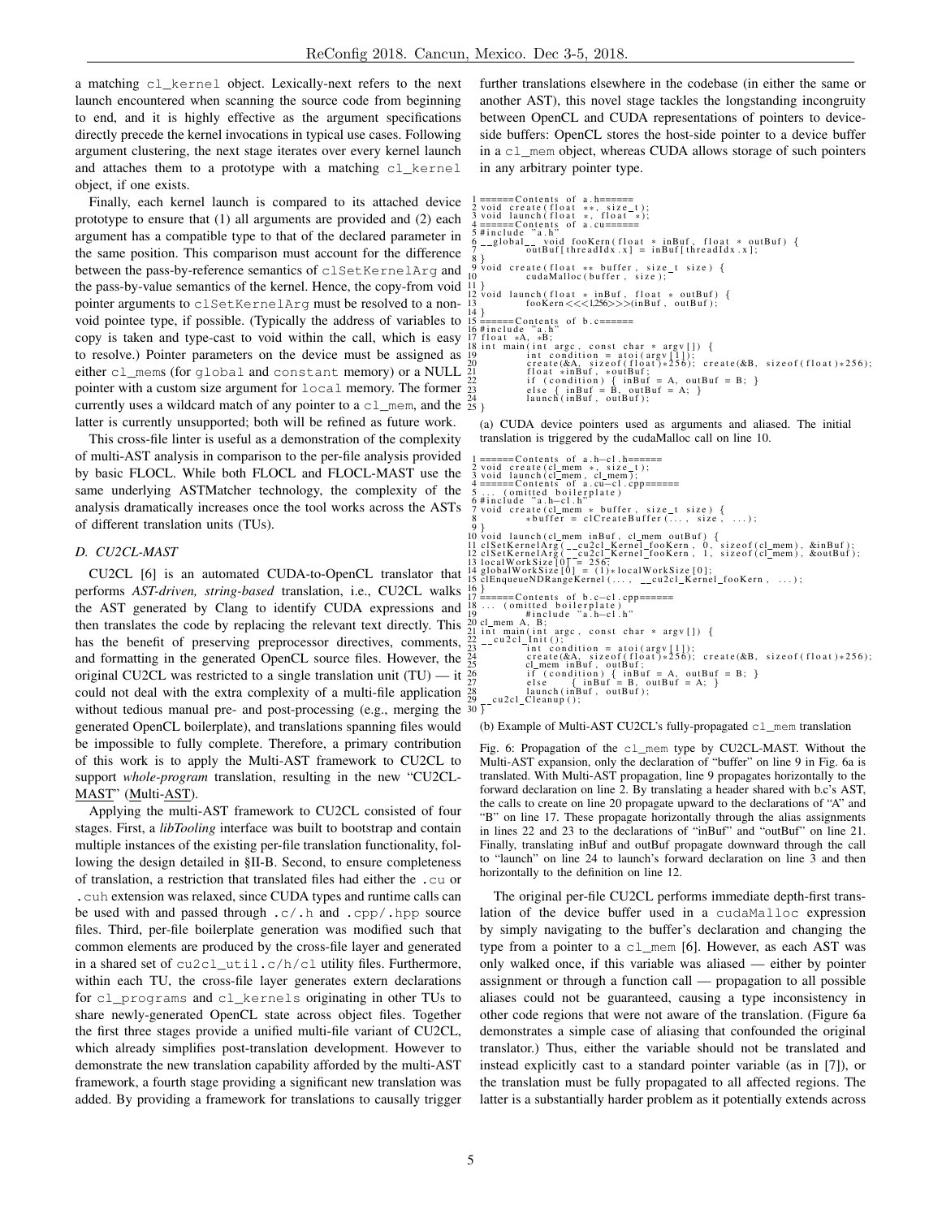a matching `cl_kernel` object. Lexically-next refers to the next launch encountered when scanning the source code from beginning to end, and it is highly effective as the argument specifications directly precede the kernel invocations in typical use cases. Following argument clustering, the next stage iterates over every kernel launch and attaches them to a prototype with a matching `cl_kernel` object, if one exists.

Finally, each kernel launch is compared to its attached device prototype to ensure that (1) all arguments are provided and (2) each argument has a compatible type to that of the declared parameter in the same position. This comparison must account for the difference between the pass-by-reference semantics of `clSetKernelArg` and the pass-by-value semantics of the kernel. Hence, the copy-from void pointer arguments to `clSetKernelArg` must be resolved to a non-void pointee type, if possible. (Typically the address of variables to copy is taken and type-cast to void within the call, which is easy to resolve.) Pointer parameters on the device must be assigned as either `cl_mem`s (for `global` and `constant` memory) or a NULL pointer with a custom size argument for `local` memory. The former currently uses a wildcard match of any pointer to a `cl_mem`, and the latter is currently unsupported; both will be refined as future work.

This cross-file linter is useful as a demonstration of the complexity of multi-AST analysis in comparison to the per-file analysis provided by basic FLOCL. While both FLOCL and FLOCL-MAST use the same underlying ASTMatcher technology, the complexity of the analysis dramatically increases once the tool works across the ASTs of different translation units (TUs).

### D. CU2CL-MAST

CU2CL [6] is an automated CUDA-to-OpenCL translator that performs *AST-driven, string-based* translation, i.e., CU2CL walks the AST generated by Clang to identify CUDA expressions and then translates the code by replacing the relevant text directly. This has the benefit of preserving preprocessor directives, comments, and formatting in the generated OpenCL source files. However, the original CU2CL was restricted to a single translation unit (TU) — it could not deal with the extra complexity of a multi-file application without tedious manual pre- and post-processing (e.g., merging the generated OpenCL boilerplate), and translations spanning files would be impossible to fully complete. Therefore, a primary contribution of this work is to apply the Multi-AST framework to CU2CL to support *whole-program* translation, resulting in the new "CU2CL-MAST" (Multi-AST).

Applying the multi-AST framework to CU2CL consisted of four stages. First, a *libTooling* interface was built to bootstrap and contain multiple instances of the existing per-file translation functionality, following the design detailed in §II-B. Second, to ensure completeness of translation, a restriction that translated files had either the `.cu` or `.cuh` extension was relaxed, since CUDA types and runtime calls can be used with and passed through `.c/.h` and `.cpp/.hpp` source files. Third, per-file boilerplate generation was modified such that common elements are produced by the cross-file layer and generated in a shared set of `cu2cl_util.c/h/cl` utility files. Furthermore, within each TU, the cross-file layer generates extern declarations for `cl_programs` and `cl_kernels` originating in other TUs to share newly-generated OpenCL state across object files. Together the first three stages provide a unified multi-file variant of CU2CL, which already simplifies post-translation development. However to demonstrate the new translation capability afforded by the multi-AST framework, a fourth stage providing a significant new translation was added. By providing a framework for translations to causally trigger further translations elsewhere in the codebase (in either the same or another AST), this novel stage tackles the longstanding incongruity between OpenCL and CUDA representations of pointers to device-side buffers: OpenCL stores the host-side pointer to a device buffer in a `cl_mem` object, whereas CUDA allows storage of such pointers in any arbitrary pointer type.

```
1 ======Contents of a.h======
2 void create(float **, size_t);
3 void launch(float *, float *);
4 ======Contents of a.cu======
5 #include "a.h"
6 __global__ void fooKern(float * inBuf, float * outBuf) {
7         outBuf[threadIdx.x] = inBuf[threadIdx.x];
8 }
9 void create(float ** buffer, size_t size) {
10        cudaMalloc(buffer, size);
11 }
12 void launch(float * inBuf, float * outBuf) {
13        fooKern<<<1,256>>>(inBuf, outBuf);
14 }
15 ======Contents of b.c======
16 #include "a.h"
17 float *A, *B;
18 int main(int argc, const char * argv[]) {
19        int condition = atoi(argv[1]);
20        create(&A, sizeof(float)*256); create(&B, sizeof(float)*256);
21        float *inBuf, *outBuf;
22        if (condition) { inBuf = A, outBuf = B; }
23        else { inBuf = B, outBuf = A; }
24        launch(inBuf, outBuf);
25 }
```

(a) CUDA device pointers used as arguments and aliased. The initial translation is triggered by the cudaMalloc call on line 10.

```
1 ======Contents of a.h-cl.h======
2 void create(cl_mem *, size_t);
3 void launch(cl_mem, cl_mem);
4 ======Contents of a.cu-cl.cpp======
5 ... (omitted boilerplate)
6 #include "a.h-cl.h"
7 void create(cl_mem * buffer, size_t size) {
8         *buffer = clCreateBuffer(..., size, ...);
9 }
10 void launch(cl_mem inBuf, cl_mem outBuf) {
11 clSetKernelArg(__cu2cl_Kernel_fooKern, 0, sizeof(cl_mem), &inBuf);
12 clSetKernelArg(__cu2cl_Kernel_fooKern, 1, sizeof(cl_mem), &outBuf);
13 localWorkSize[0] = 256;
14 globalWorkSize[0] = (1)*localWorkSize[0];
15 clEnqueueNDRangeKernel(..., __cu2cl_Kernel_fooKern, ...);
16 }
17 ======Contents of b.c-cl.cpp======
18 ... (omitted boilerplate)
19        #include "a.h-cl.h"
20 cl_mem A, B;
21 int main(int argc, const char * argv[]) {
22 __cu2cl_Init();
23        int condition = atoi(argv[1]);
24        create(&A, sizeof(float)*256); create(&B, sizeof(float)*256);
25        cl_mem inBuf, outBuf;
26        if (condition) { inBuf = A, outBuf = B; }
27        else { inBuf = B, outBuf = A; }
28        launch(inBuf, outBuf);
29 __cu2cl_Cleanup();
30 }
```

(b) Example of Multi-AST CU2CL's fully-propagated `cl_mem` translation

Fig. 6: Propagation of the `cl_mem` type by CU2CL-MAST. Without the Multi-AST expansion, only the declaration of "buffer" on line 9 in Fig. 6a is translated. With Multi-AST propagation, line 9 propagates horizontally to the forward declaration on line 2. By translating a header shared with b.c's AST, the calls to create on line 20 propagate upward to the declarations of "A" and "B" on line 17. These propagate horizontally through the alias assignments in lines 22 and 23 to the declarations of "inBuf" and "outBuf" on line 21. Finally, translating inBuf and outBuf propagate downward through the call to "launch" on line 24 to launch's forward declaration on line 3 and then horizontally to the definition on line 12.

The original per-file CU2CL performs immediate depth-first translation of the device buffer used in a `cudaMalloc` expression by simply navigating to the buffer's declaration and changing the type from a pointer to a `cl_mem` [6]. However, as each AST was only walked once, if this variable was aliased — either by pointer assignment or through a function call — propagation to all possible aliases could not be guaranteed, causing a type inconsistency in other code regions that were not aware of the translation. (Figure 6a demonstrates a simple case of aliasing that confounded the original translator.) Thus, either the variable should not be translated and instead explicitly cast to a standard pointer variable (as in [7]), or the translation must be fully propagated to all affected regions. The latter is a substantially harder problem as it potentially extends across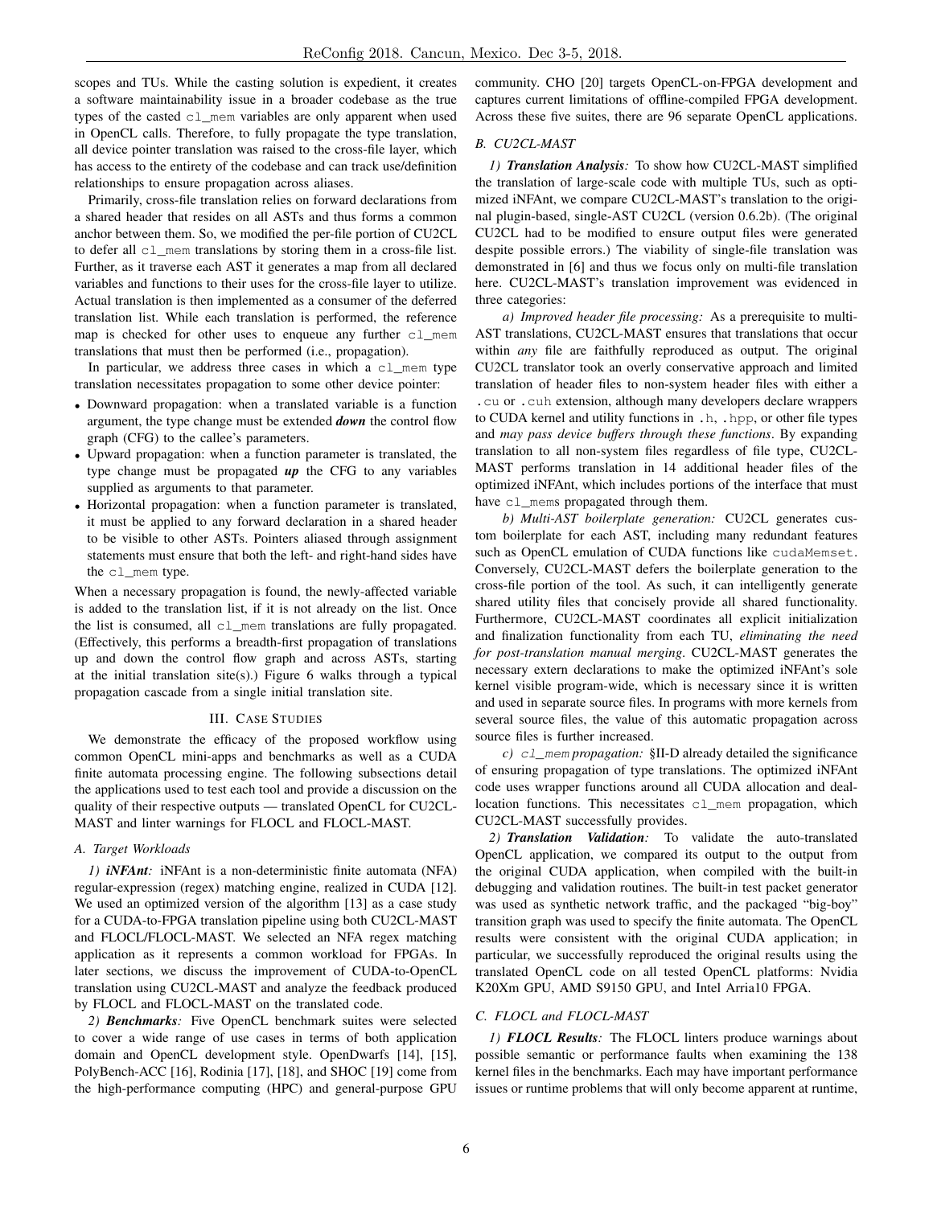scopes and TUs. While the casting solution is expedient, it creates a software maintainability issue in a broader codebase as the true types of the casted `cl_mem` variables are only apparent when used in OpenCL calls. Therefore, to fully propagate the type translation, all device pointer translation was raised to the cross-file layer, which has access to the entirety of the codebase and can track use/definition relationships to ensure propagation across aliases.

Primarily, cross-file translation relies on forward declarations from a shared header that resides on all ASTs and thus forms a common anchor between them. So, we modified the per-file portion of CU2CL to defer all `cl_mem` translations by storing them in a cross-file list. Further, as it traverse each AST it generates a map from all declared variables and functions to their uses for the cross-file layer to utilize. Actual translation is then implemented as a consumer of the deferred translation list. While each translation is performed, the reference map is checked for other uses to enqueue any further `cl_mem` translations that must then be performed (i.e., propagation).

In particular, we address three cases in which a `cl_mem` type translation necessitates propagation to some other device pointer:

- Downward propagation: when a translated variable is a function argument, the type change must be extended ***down*** the control flow graph (CFG) to the callee's parameters.
- Upward propagation: when a function parameter is translated, the type change must be propagated ***up*** the CFG to any variables supplied as arguments to that parameter.
- Horizontal propagation: when a function parameter is translated, it must be applied to any forward declaration in a shared header to be visible to other ASTs. Pointers aliased through assignment statements must ensure that both the left- and right-hand sides have the `cl_mem` type.

When a necessary propagation is found, the newly-affected variable is added to the translation list, if it is not already on the list. Once the list is consumed, all `cl_mem` translations are fully propagated. (Effectively, this performs a breadth-first propagation of translations up and down the control flow graph and across ASTs, starting at the initial translation site(s).) Figure 6 walks through a typical propagation cascade from a single initial translation site.

## III. Case Studies

We demonstrate the efficacy of the proposed workflow using common OpenCL mini-apps and benchmarks as well as a CUDA finite automata processing engine. The following subsections detail the applications used to test each tool and provide a discussion on the quality of their respective outputs — translated OpenCL for CU2CL-MAST and linter warnings for FLOCL and FLOCL-MAST.

### A. Target Workloads

*1)* ***iNFAnt****:* iNFAnt is a non-deterministic finite automata (NFA) regular-expression (regex) matching engine, realized in CUDA [12]. We used an optimized version of the algorithm [13] as a case study for a CUDA-to-FPGA translation pipeline using both CU2CL-MAST and FLOCL/FLOCL-MAST. We selected an NFA regex matching application as it represents a common workload for FPGAs. In later sections, we discuss the improvement of CUDA-to-OpenCL translation using CU2CL-MAST and analyze the feedback produced by FLOCL and FLOCL-MAST on the translated code.

*2)* ***Benchmarks****:* Five OpenCL benchmark suites were selected to cover a wide range of use cases in terms of both application domain and OpenCL development style. OpenDwarfs [14], [15], PolyBench-ACC [16], Rodinia [17], [18], and SHOC [19] come from the high-performance computing (HPC) and general-purpose GPU community. CHO [20] targets OpenCL-on-FPGA development and captures current limitations of offline-compiled FPGA development. Across these five suites, there are 96 separate OpenCL applications.

### B. CU2CL-MAST

*1)* ***Translation Analysis****:* To show how CU2CL-MAST simplified the translation of large-scale code with multiple TUs, such as optimized iNFAnt, we compare CU2CL-MAST's translation to the original plugin-based, single-AST CU2CL (version 0.6.2b). (The original CU2CL had to be modified to ensure output files were generated despite possible errors.) The viability of single-file translation was demonstrated in [6] and thus we focus only on multi-file translation here. CU2CL-MAST's translation improvement was evidenced in three categories:

*a) Improved header file processing:* As a prerequisite to multi-AST translations, CU2CL-MAST ensures that translations that occur within *any* file are faithfully reproduced as output. The original CU2CL translator took an overly conservative approach and limited translation of header files to non-system header files with either a `.cu` or `.cuh` extension, although many developers declare wrappers to CUDA kernel and utility functions in `.h`, `.hpp`, or other file types and *may pass device buffers through these functions*. By expanding translation to all non-system files regardless of file type, CU2CL-MAST performs translation in 14 additional header files of the optimized iNFAnt, which includes portions of the interface that must have `cl_mem`s propagated through them.

*b) Multi-AST boilerplate generation:* CU2CL generates custom boilerplate for each AST, including many redundant features such as OpenCL emulation of CUDA functions like `cudaMemset`. Conversely, CU2CL-MAST defers the boilerplate generation to the cross-file portion of the tool. As such, it can intelligently generate shared utility files that concisely provide all shared functionality. Furthermore, CU2CL-MAST coordinates all explicit initialization and finalization functionality from each TU, *eliminating the need for post-translation manual merging*. CU2CL-MAST generates the necessary extern declarations to make the optimized iNFAnt's sole kernel visible program-wide, which is necessary since it is written and used in separate source files. In programs with more kernels from several source files, the value of this automatic propagation across source files is further increased.

*c) `cl_mem` propagation:* §II-D already detailed the significance of ensuring propagation of type translations. The optimized iNFAnt code uses wrapper functions around all CUDA allocation and deallocation functions. This necessitates `cl_mem` propagation, which CU2CL-MAST successfully provides.

*2)* ***Translation Validation****:* To validate the auto-translated OpenCL application, we compared its output to the output from the original CUDA application, when compiled with the built-in debugging and validation routines. The built-in test packet generator was used as synthetic network traffic, and the packaged "big-boy" transition graph was used to specify the finite automata. The OpenCL results were consistent with the original CUDA application; in particular, we successfully reproduced the original results using the translated OpenCL code on all tested OpenCL platforms: Nvidia K20Xm GPU, AMD S9150 GPU, and Intel Arria10 FPGA.

### C. FLOCL and FLOCL-MAST

*1)* ***FLOCL Results****:* The FLOCL linters produce warnings about possible semantic or performance faults when examining the 138 kernel files in the benchmarks. Each may have important performance issues or runtime problems that will only become apparent at runtime,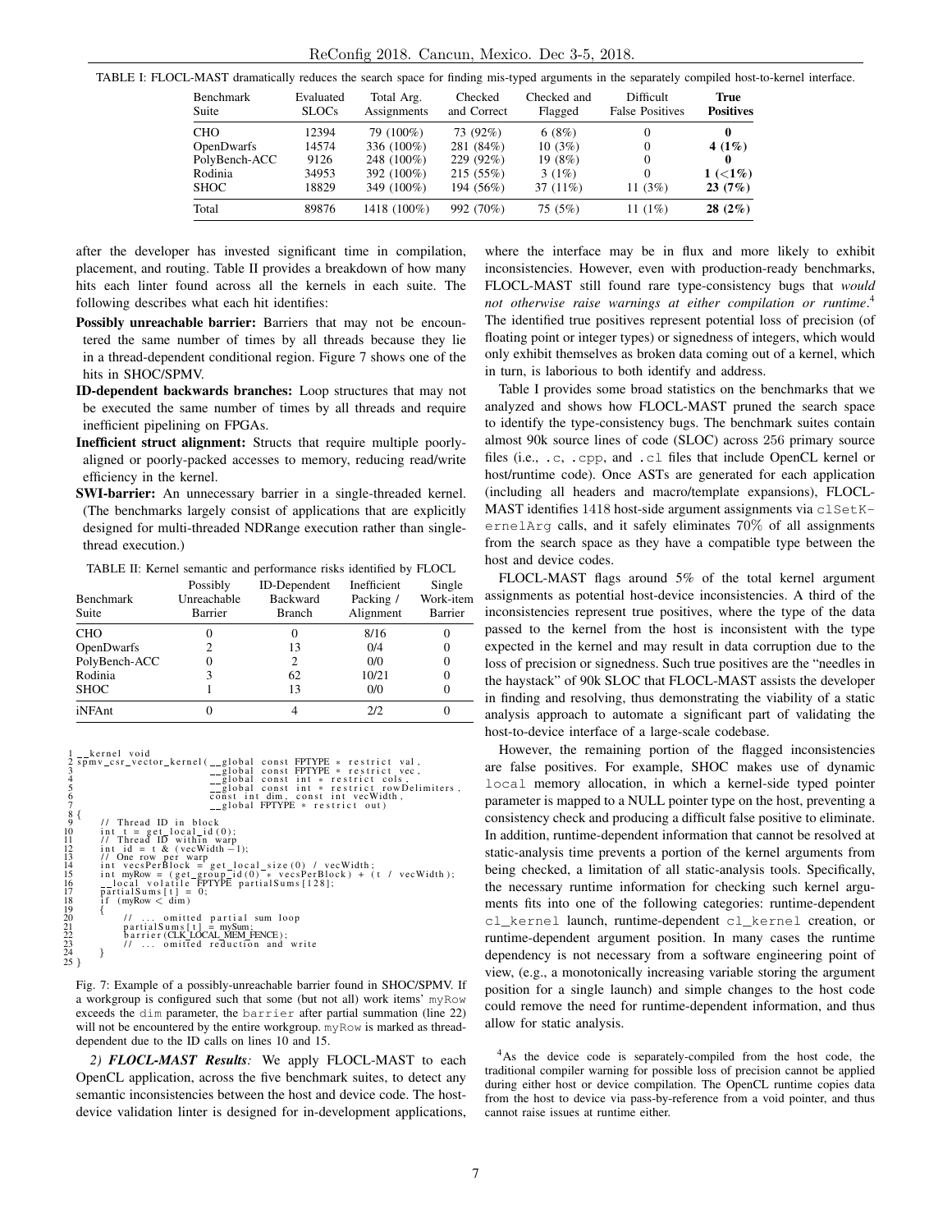TABLE I: FLOCL-MAST dramatically reduces the search space for finding mis-typed arguments in the separately compiled host-to-kernel interface.

| Benchmark Suite | Evaluated SLOCs | Total Arg. Assignments | Checked and Correct | Checked and Flagged | Difficult False Positives | **True Positives** |
|---|---|---|---|---|---|---|
| CHO | 12394 | 79 (100%) | 73 (92%) | 6 (8%) | 0 | **0** |
| OpenDwarfs | 14574 | 336 (100%) | 281 (84%) | 10 (3%) | 0 | **4 (1%)** |
| PolyBench-ACC | 9126 | 248 (100%) | 229 (92%) | 19 (8%) | 0 | **0** |
| Rodinia | 34953 | 392 (100%) | 215 (55%) | 3 (1%) | 0 | **1 (<1%)** |
| SHOC | 18829 | 349 (100%) | 194 (56%) | 37 (11%) | 11 (3%) | **23 (7%)** |
| Total | 89876 | 1418 (100%) | 992 (70%) | 75 (5%) | 11 (1%) | **28 (2%)** |

after the developer has invested significant time in compilation, placement, and routing. Table II provides a breakdown of how many hits each linter found across all the kernels in each suite. The following describes what each hit identifies:

- **Possibly unreachable barrier:** Barriers that may not be encountered the same number of times by all threads because they lie in a thread-dependent conditional region. Figure 7 shows one of the hits in SHOC/SPMV.
- **ID-dependent backwards branches:** Loop structures that may not be executed the same number of times by all threads and require inefficient pipelining on FPGAs.
- **Inefficient struct alignment:** Structs that require multiple poorly-aligned or poorly-packed accesses to memory, reducing read/write efficiency in the kernel.
- **SWI-barrier:** An unnecessary barrier in a single-threaded kernel. (The benchmarks largely consist of applications that are explicitly designed for multi-threaded NDRange execution rather than single-thread execution.)

TABLE II: Kernel semantic and performance risks identified by FLOCL

| Benchmark Suite | Possibly Unreachable Barrier | ID-Dependent Backward Branch | Inefficient Packing / Alignment | Single Work-item Barrier |
|---|---|---|---|---|
| CHO | 0 | 0 | 8/16 | 0 |
| OpenDwarfs | 2 | 13 | 0/4 | 0 |
| PolyBench-ACC | 0 | 2 | 0/0 | 0 |
| Rodinia | 3 | 62 | 10/21 | 0 |
| SHOC | 1 | 13 | 0/0 | 0 |
| iNFAnt | 0 | 4 | 2/2 | 0 |

```
1  __kernel void
2  spmv_csr_vector_kernel(__global const FPTYPE * restrict val,
3                         __global const FPTYPE * restrict vec,
4                         __global const int * restrict cols,
5                         __global const int * restrict rowDelimiters,
6                         const int dim, const int vecWidth,
7                         __global FPTYPE * restrict out)
8  {
9      // Thread ID in block
10     int t = get_local_id(0);
11     // Thread ID within warp
12     int id = t & (vecWidth - 1);
13     // One row per warp
14     int vecsPerBlock = get_local_size(0) / vecWidth;
15     int myRow = (get_group_id(0) * vecsPerBlock) + (t / vecWidth);
16     __local volatile FPTYPE partialSums[128];
17     partialSums[t] = 0;
18     if (myRow < dim)
19     {
20         // ... omitted partial sum loop
21         partialSums[t] = mySum;
22         barrier(CLK_LOCAL_MEM_FENCE);
23         // ... omitted reduction and write
24     }
25 }
```

Fig. 7: Example of a possibly-unreachable barrier found in SHOC/SPMV. If a workgroup is configured such that some (but not all) work items' `myRow` exceeds the `dim` parameter, the `barrier` after partial summation (line 22) will not be encountered by the entire workgroup. `myRow` is marked as thread-dependent due to the ID calls on lines 10 and 15.

*2) **FLOCL-MAST Results**:* We apply FLOCL-MAST to each OpenCL application, across the five benchmark suites, to detect any semantic inconsistencies between the host and device code. The host-device validation linter is designed for in-development applications, where the interface may be in flux and more likely to exhibit inconsistencies. However, even with production-ready benchmarks, FLOCL-MAST still found rare type-consistency bugs that *would not otherwise raise warnings at either compilation or runtime*.[4] The identified true positives represent potential loss of precision (of floating point or integer types) or signedness of integers, which would only exhibit themselves as broken data coming out of a kernel, which in turn, is laborious to both identify and address.

Table I provides some broad statistics on the benchmarks that we analyzed and shows how FLOCL-MAST pruned the search space to identify the type-consistency bugs. The benchmark suites contain almost 90k source lines of code (SLOC) across 256 primary source files (i.e., `.c`, `.cpp`, and `.cl` files that include OpenCL kernel or host/runtime code). Once ASTs are generated for each application (including all headers and macro/template expansions), FLOCL-MAST identifies 1418 host-side argument assignments via `clSetKernelArg` calls, and it safely eliminates 70% of all assignments from the search space as they have a compatible type between the host and device codes.

FLOCL-MAST flags around 5% of the total kernel argument assignments as potential host-device inconsistencies. A third of the inconsistencies represent true positives, where the type of the data passed to the kernel from the host is inconsistent with the type expected in the kernel and may result in data corruption due to the loss of precision or signedness. Such true positives are the "needles in the haystack" of 90k SLOC that FLOCL-MAST assists the developer in finding and resolving, thus demonstrating the viability of a static analysis approach to automate a significant part of validating the host-to-device interface of a large-scale codebase.

However, the remaining portion of the flagged inconsistencies are false positives. For example, SHOC makes use of dynamic `local` memory allocation, in which a kernel-side typed pointer parameter is mapped to a NULL pointer type on the host, preventing a consistency check and producing a difficult false positive to eliminate. In addition, runtime-dependent information that cannot be resolved at static-analysis time prevents a portion of the kernel arguments from being checked, a limitation of all static-analysis tools. Specifically, the necessary runtime information for checking such kernel arguments fits into one of the following categories: runtime-dependent `cl_kernel` launch, runtime-dependent `cl_kernel` creation, or runtime-dependent argument position. In many cases the runtime dependency is not necessary from a software engineering point of view, (e.g., a monotonically increasing variable storing the argument position for a single launch) and simple changes to the host code could remove the need for runtime-dependent information, and thus allow for static analysis.

[4] As the device code is separately-compiled from the host code, the traditional compiler warning for possible loss of precision cannot be applied during either host or device compilation. The OpenCL runtime copies data from the host to device via pass-by-reference from a void pointer, and thus cannot raise issues at runtime either.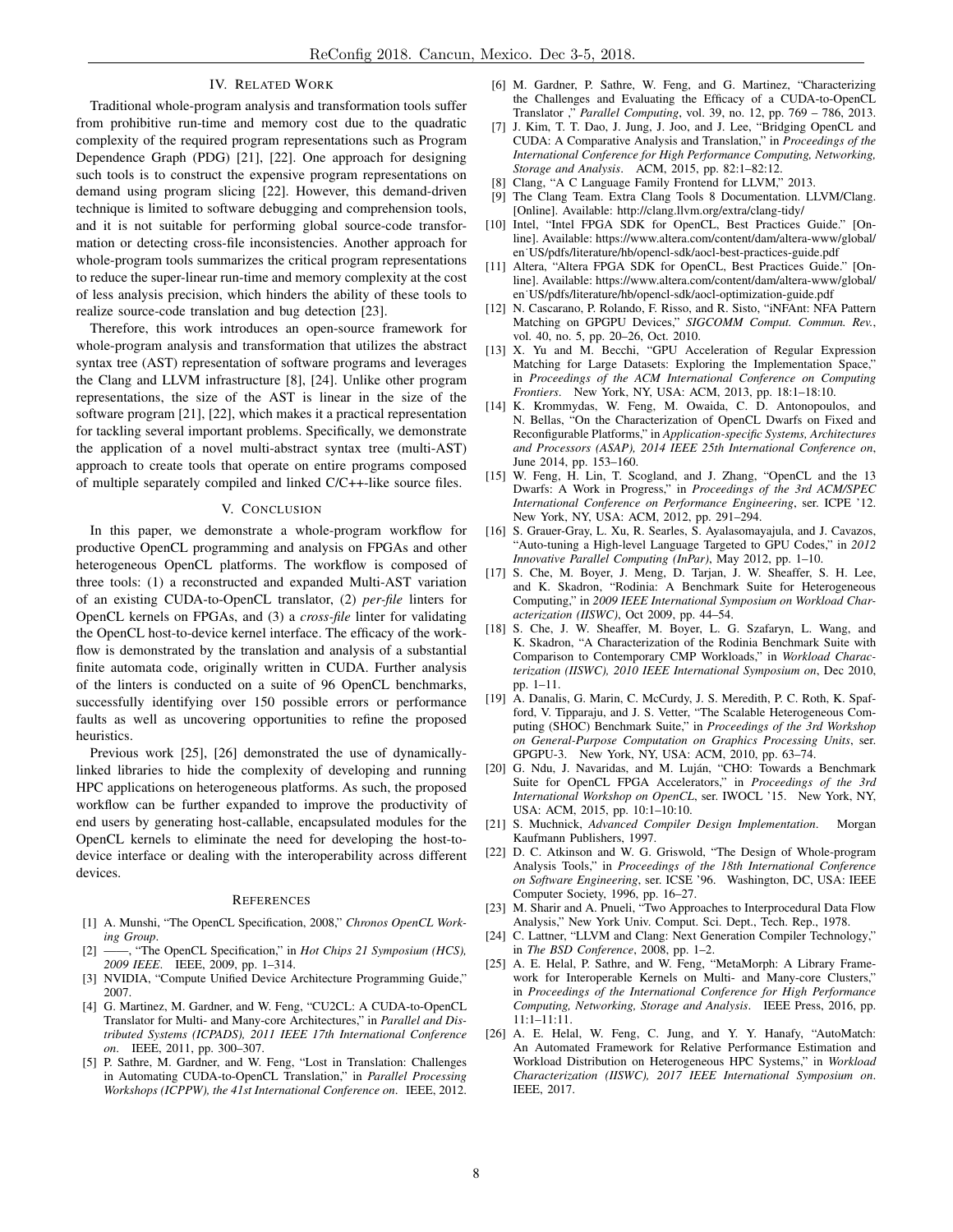## IV. Related Work

Traditional whole-program analysis and transformation tools suffer from prohibitive run-time and memory cost due to the quadratic complexity of the required program representations such as Program Dependence Graph (PDG) [21], [22]. One approach for designing such tools is to construct the expensive program representations on demand using program slicing [22]. However, this demand-driven technique is limited to software debugging and comprehension tools, and it is not suitable for performing global source-code transformation or detecting cross-file inconsistencies. Another approach for whole-program tools summarizes the critical program representations to reduce the super-linear run-time and memory complexity at the cost of less analysis precision, which hinders the ability of these tools to realize source-code translation and bug detection [23].

Therefore, this work introduces an open-source framework for whole-program analysis and transformation that utilizes the abstract syntax tree (AST) representation of software programs and leverages the Clang and LLVM infrastructure [8], [24]. Unlike other program representations, the size of the AST is linear in the size of the software program [21], [22], which makes it a practical representation for tackling several important problems. Specifically, we demonstrate the application of a novel multi-abstract syntax tree (multi-AST) approach to create tools that operate on entire programs composed of multiple separately compiled and linked C/C++-like source files.

## V. Conclusion

In this paper, we demonstrate a whole-program workflow for productive OpenCL programming and analysis on FPGAs and other heterogeneous OpenCL platforms. The workflow is composed of three tools: (1) a reconstructed and expanded Multi-AST variation of an existing CUDA-to-OpenCL translator, (2) *per-file* linters for OpenCL kernels on FPGAs, and (3) a *cross-file* linter for validating the OpenCL host-to-device kernel interface. The efficacy of the workflow is demonstrated by the translation and analysis of a substantial finite automata code, originally written in CUDA. Further analysis of the linters is conducted on a suite of 96 OpenCL benchmarks, successfully identifying over 150 possible errors or performance faults as well as uncovering opportunities to refine the proposed heuristics.

Previous work [25], [26] demonstrated the use of dynamically-linked libraries to hide the complexity of developing and running HPC applications on heterogeneous platforms. As such, the proposed workflow can be further expanded to improve the productivity of end users by generating host-callable, encapsulated modules for the OpenCL kernels to eliminate the need for developing the host-to-device interface or dealing with the interoperability across different devices.

## References

[1] A. Munshi, "The OpenCL Specification, 2008," *Chronos OpenCL Working Group*.

[2] ——, "The OpenCL Specification," in *Hot Chips 21 Symposium (HCS), 2009 IEEE*. IEEE, 2009, pp. 1–314.

[3] NVIDIA, "Compute Unified Device Architecture Programming Guide," 2007.

[4] G. Martinez, M. Gardner, and W. Feng, "CU2CL: A CUDA-to-OpenCL Translator for Multi- and Many-core Architectures," in *Parallel and Distributed Systems (ICPADS), 2011 IEEE 17th International Conference on*. IEEE, 2011, pp. 300–307.

[5] P. Sathre, M. Gardner, and W. Feng, "Lost in Translation: Challenges in Automating CUDA-to-OpenCL Translation," in *Parallel Processing Workshops (ICPPW), the 41st International Conference on*. IEEE, 2012.

[6] M. Gardner, P. Sathre, W. Feng, and G. Martinez, "Characterizing the Challenges and Evaluating the Efficacy of a CUDA-to-OpenCL Translator ," *Parallel Computing*, vol. 39, no. 12, pp. 769 – 786, 2013.

[7] J. Kim, T. T. Dao, J. Jung, J. Joo, and J. Lee, "Bridging OpenCL and CUDA: A Comparative Analysis and Translation," in *Proceedings of the International Conference for High Performance Computing, Networking, Storage and Analysis*. ACM, 2015, pp. 82:1–82:12.

[8] Clang, "A C Language Family Frontend for LLVM," 2013.

[9] The Clang Team. Extra Clang Tools 8 Documentation. LLVM/Clang. [Online]. Available: http://clang.llvm.org/extra/clang-tidy/

[10] Intel, "Intel FPGA SDK for OpenCL, Best Practices Guide." [Online]. Available: https://www.altera.com/content/dam/altera-www/global/en˙US/pdfs/literature/hb/opencl-sdk/aocl-best-practices-guide.pdf

[11] Altera, "Altera FPGA SDK for OpenCL, Best Practices Guide." [Online]. Available: https://www.altera.com/content/dam/altera-www/global/en˙US/pdfs/literature/hb/opencl-sdk/aocl-optimization-guide.pdf

[12] N. Cascarano, P. Rolando, F. Risso, and R. Sisto, "iNFAnt: NFA Pattern Matching on GPGPU Devices," *SIGCOMM Comput. Commun. Rev.*, vol. 40, no. 5, pp. 20–26, Oct. 2010.

[13] X. Yu and M. Becchi, "GPU Acceleration of Regular Expression Matching for Large Datasets: Exploring the Implementation Space," in *Proceedings of the ACM International Conference on Computing Frontiers*. New York, NY, USA: ACM, 2013, pp. 18:1–18:10.

[14] K. Krommydas, W. Feng, M. Owaida, C. D. Antonopoulos, and N. Bellas, "On the Characterization of OpenCL Dwarfs on Fixed and Reconfigurable Platforms," in *Application-specific Systems, Architectures and Processors (ASAP), 2014 IEEE 25th International Conference on*, June 2014, pp. 153–160.

[15] W. Feng, H. Lin, T. Scogland, and J. Zhang, "OpenCL and the 13 Dwarfs: A Work in Progress," in *Proceedings of the 3rd ACM/SPEC International Conference on Performance Engineering*, ser. ICPE '12. New York, NY, USA: ACM, 2012, pp. 291–294.

[16] S. Grauer-Gray, L. Xu, R. Searles, S. Ayalasomayajula, and J. Cavazos, "Auto-tuning a High-level Language Targeted to GPU Codes," in *2012 Innovative Parallel Computing (InPar)*, May 2012, pp. 1–10.

[17] S. Che, M. Boyer, J. Meng, D. Tarjan, J. W. Sheaffer, S. H. Lee, and K. Skadron, "Rodinia: A Benchmark Suite for Heterogeneous Computing," in *2009 IEEE International Symposium on Workload Characterization (IISWC)*, Oct 2009, pp. 44–54.

[18] S. Che, J. W. Sheaffer, M. Boyer, L. G. Szafaryn, L. Wang, and K. Skadron, "A Characterization of the Rodinia Benchmark Suite with Comparison to Contemporary CMP Workloads," in *Workload Characterization (IISWC), 2010 IEEE International Symposium on*, Dec 2010, pp. 1–11.

[19] A. Danalis, G. Marin, C. McCurdy, J. S. Meredith, P. C. Roth, K. Spafford, V. Tipparaju, and J. S. Vetter, "The Scalable Heterogeneous Computing (SHOC) Benchmark Suite," in *Proceedings of the 3rd Workshop on General-Purpose Computation on Graphics Processing Units*, ser. GPGPU-3. New York, NY, USA: ACM, 2010, pp. 63–74.

[20] G. Ndu, J. Navaridas, and M. Luján, "CHO: Towards a Benchmark Suite for OpenCL FPGA Accelerators," in *Proceedings of the 3rd International Workshop on OpenCL*, ser. IWOCL '15. New York, NY, USA: ACM, 2015, pp. 10:1–10:10.

[21] S. Muchnick, *Advanced Compiler Design Implementation*. Morgan Kaufmann Publishers, 1997.

[22] D. C. Atkinson and W. G. Griswold, "The Design of Whole-program Analysis Tools," in *Proceedings of the 18th International Conference on Software Engineering*, ser. ICSE '96. Washington, DC, USA: IEEE Computer Society, 1996, pp. 16–27.

[23] M. Sharir and A. Pnueli, "Two Approaches to Interprocedural Data Flow Analysis," New York Univ. Comput. Sci. Dept., Tech. Rep., 1978.

[24] C. Lattner, "LLVM and Clang: Next Generation Compiler Technology," in *The BSD Conference*, 2008, pp. 1–2.

[25] A. E. Helal, P. Sathre, and W. Feng, "MetaMorph: A Library Framework for Interoperable Kernels on Multi- and Many-core Clusters," in *Proceedings of the International Conference for High Performance Computing, Networking, Storage and Analysis*. IEEE Press, 2016, pp. 11:1–11:11.

[26] A. E. Helal, W. Feng, C. Jung, and Y. Y. Hanafy, "AutoMatch: An Automated Framework for Relative Performance Estimation and Workload Distribution on Heterogeneous HPC Systems," in *Workload Characterization (IISWC), 2017 IEEE International Symposium on*. IEEE, 2017.